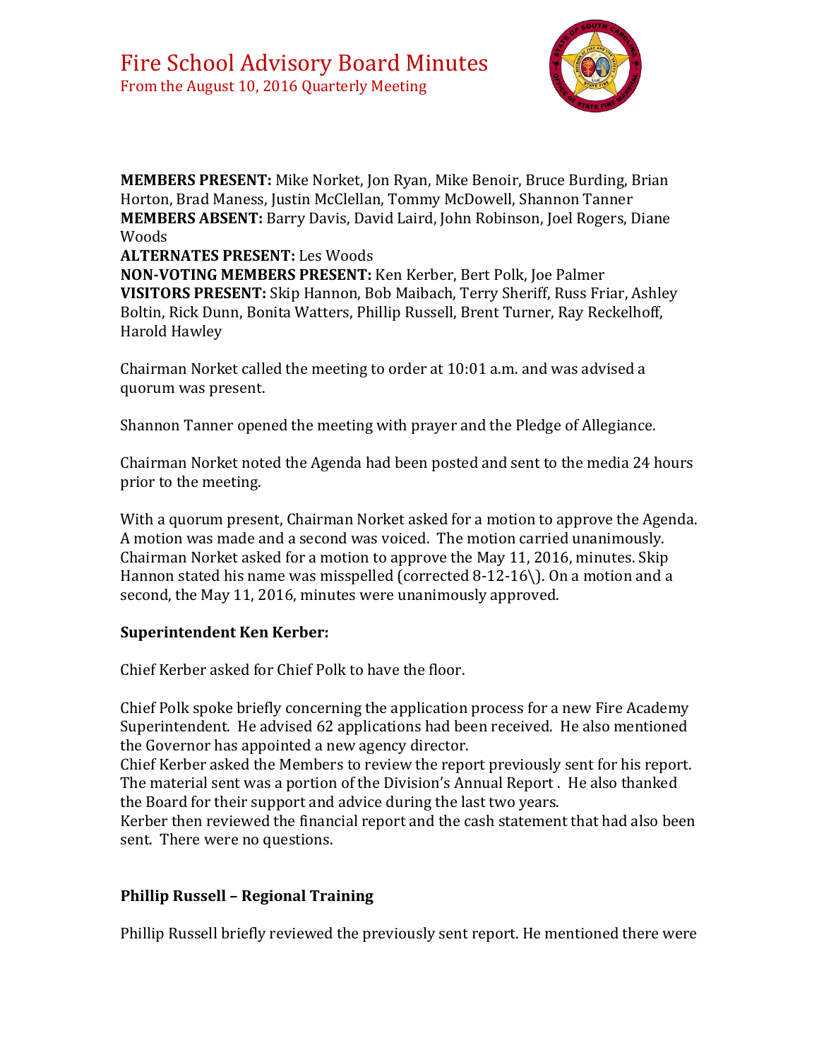# Fire School Advisory Board Minutes

From the August 10, 2016 Quarterly Meeting

**MEMBERS PRESENT:** Mike Norket, Jon Ryan, Mike Benoir, Bruce Burding, Brian Horton, Brad Maness, Justin McClellan, Tommy McDowell, Shannon Tanner
**MEMBERS ABSENT:** Barry Davis, David Laird, John Robinson, Joel Rogers, Diane Woods
**ALTERNATES PRESENT:** Les Woods
**NON-VOTING MEMBERS PRESENT:** Ken Kerber, Bert Polk, Joe Palmer
**VISITORS PRESENT:** Skip Hannon, Bob Maibach, Terry Sheriff, Russ Friar, Ashley Boltin, Rick Dunn, Bonita Watters, Phillip Russell, Brent Turner, Ray Reckelhoff, Harold Hawley

Chairman Norket called the meeting to order at 10:01 a.m. and was advised a quorum was present.

Shannon Tanner opened the meeting with prayer and the Pledge of Allegiance.

Chairman Norket noted the Agenda had been posted and sent to the media 24 hours prior to the meeting.

With a quorum present, Chairman Norket asked for a motion to approve the Agenda. A motion was made and a second was voiced. The motion carried unanimously. Chairman Norket asked for a motion to approve the May 11, 2016, minutes. Skip Hannon stated his name was misspelled (corrected 8-12-16). On a motion and a second, the May 11, 2016, minutes were unanimously approved.

### Superintendent Ken Kerber:

Chief Kerber asked for Chief Polk to have the floor.

Chief Polk spoke briefly concerning the application process for a new Fire Academy Superintendent. He advised 62 applications had been received. He also mentioned the Governor has appointed a new agency director.
Chief Kerber asked the Members to review the report previously sent for his report. The material sent was a portion of the Division's Annual Report . He also thanked the Board for their support and advice during the last two years.
Kerber then reviewed the financial report and the cash statement that had also been sent. There were no questions.

### Phillip Russell – Regional Training

Phillip Russell briefly reviewed the previously sent report. He mentioned there were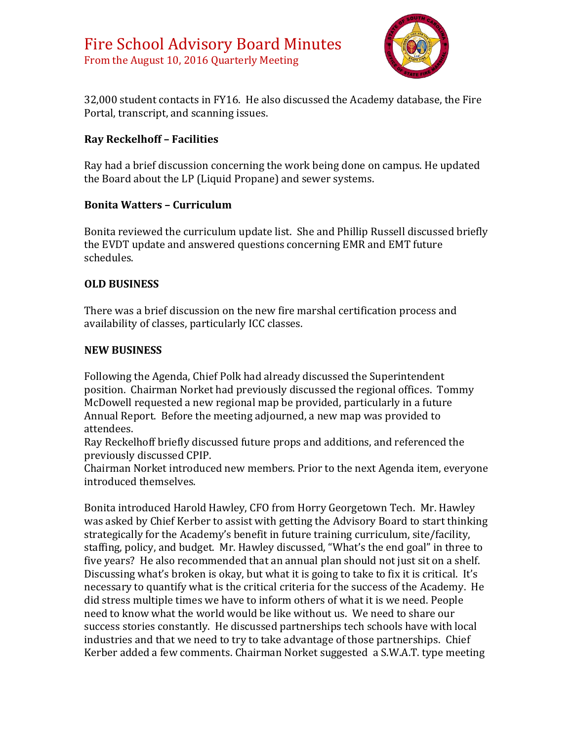32,000 student contacts in FY16. He also discussed the Academy database, the Fire Portal, transcript, and scanning issues.

**Ray Reckelhoff – Facilities**

Ray had a brief discussion concerning the work being done on campus. He updated the Board about the LP (Liquid Propane) and sewer systems.

**Bonita Watters – Curriculum**

Bonita reviewed the curriculum update list. She and Phillip Russell discussed briefly the EVDT update and answered questions concerning EMR and EMT future schedules.

**OLD BUSINESS**

There was a brief discussion on the new fire marshal certification process and availability of classes, particularly ICC classes.

**NEW BUSINESS**

Following the Agenda, Chief Polk had already discussed the Superintendent position. Chairman Norket had previously discussed the regional offices. Tommy McDowell requested a new regional map be provided, particularly in a future Annual Report. Before the meeting adjourned, a new map was provided to attendees.

Ray Reckelhoff briefly discussed future props and additions, and referenced the previously discussed CPIP.

Chairman Norket introduced new members. Prior to the next Agenda item, everyone introduced themselves.

Bonita introduced Harold Hawley, CFO from Horry Georgetown Tech. Mr. Hawley was asked by Chief Kerber to assist with getting the Advisory Board to start thinking strategically for the Academy's benefit in future training curriculum, site/facility, staffing, policy, and budget. Mr. Hawley discussed, "What's the end goal" in three to five years? He also recommended that an annual plan should not just sit on a shelf. Discussing what's broken is okay, but what it is going to take to fix it is critical. It's necessary to quantify what is the critical criteria for the success of the Academy. He did stress multiple times we have to inform others of what it is we need. People need to know what the world would be like without us. We need to share our success stories constantly. He discussed partnerships tech schools have with local industries and that we need to try to take advantage of those partnerships. Chief Kerber added a few comments. Chairman Norket suggested a S.W.A.T. type meeting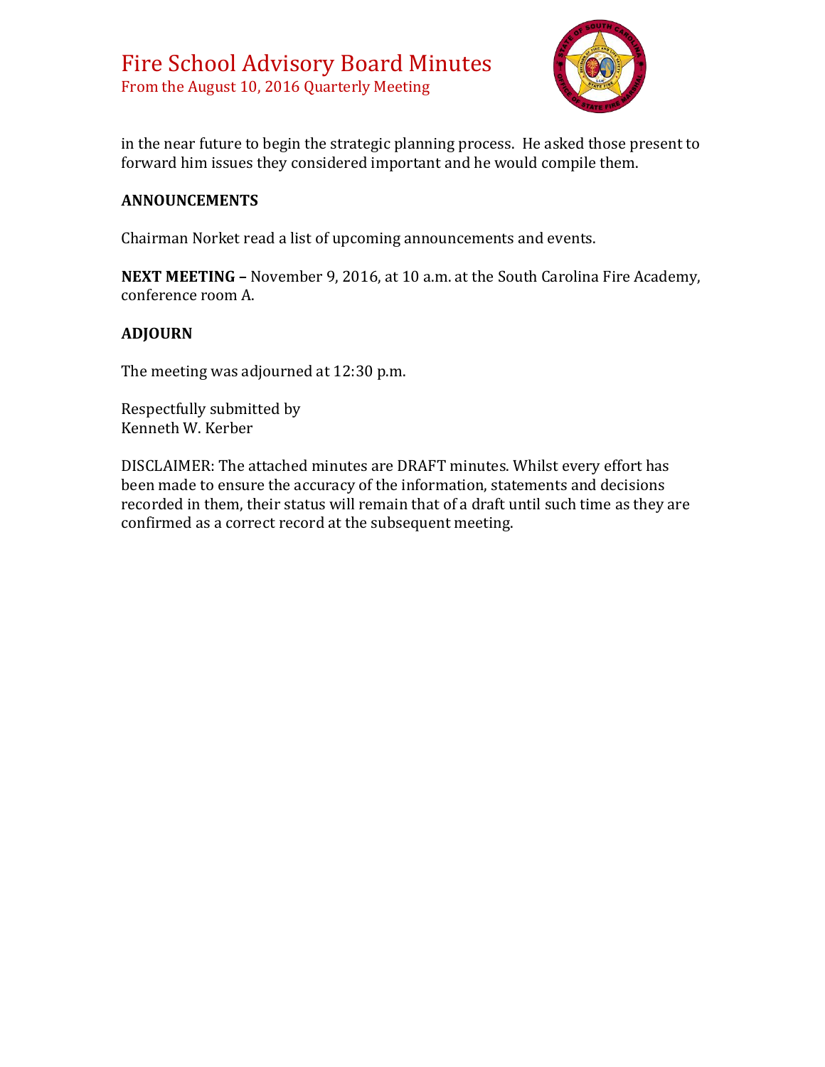in the near future to begin the strategic planning process. He asked those present to forward him issues they considered important and he would compile them.

**ANNOUNCEMENTS**

Chairman Norket read a list of upcoming announcements and events.

**NEXT MEETING –** November 9, 2016, at 10 a.m. at the South Carolina Fire Academy, conference room A.

**ADJOURN**

The meeting was adjourned at 12:30 p.m.

Respectfully submitted by
Kenneth W. Kerber

DISCLAIMER: The attached minutes are DRAFT minutes. Whilst every effort has been made to ensure the accuracy of the information, statements and decisions recorded in them, their status will remain that of a draft until such time as they are confirmed as a correct record at the subsequent meeting.